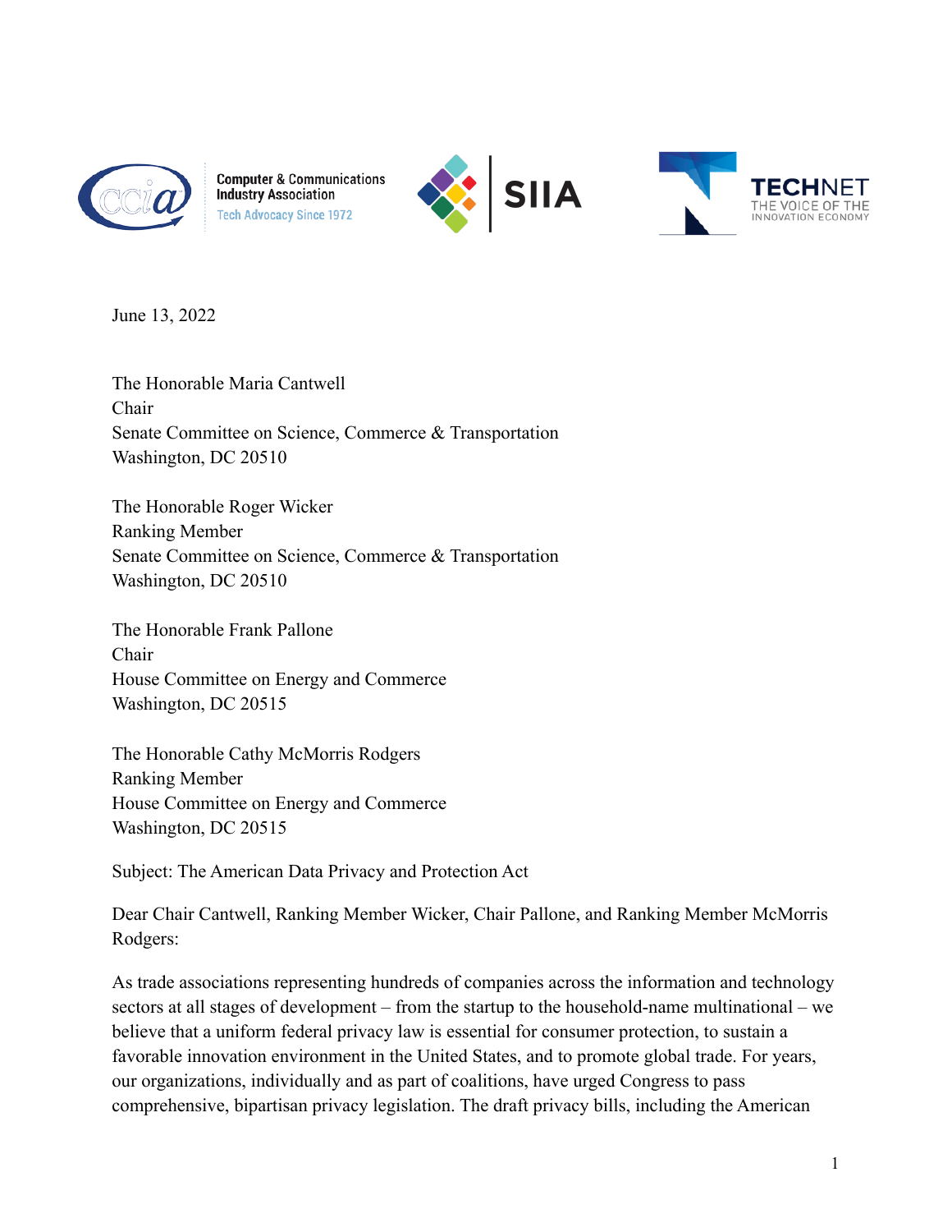Computer & Communications Industry Association
Tech Advocacy Since 1972

SIIA

TECHNET
THE VOICE OF THE INNOVATION ECONOMY

June 13, 2022

The Honorable Maria Cantwell
Chair
Senate Committee on Science, Commerce & Transportation
Washington, DC 20510

The Honorable Roger Wicker
Ranking Member
Senate Committee on Science, Commerce & Transportation
Washington, DC 20510

The Honorable Frank Pallone
Chair
House Committee on Energy and Commerce
Washington, DC 20515

The Honorable Cathy McMorris Rodgers
Ranking Member
House Committee on Energy and Commerce
Washington, DC 20515

Subject: The American Data Privacy and Protection Act

Dear Chair Cantwell, Ranking Member Wicker, Chair Pallone, and Ranking Member McMorris Rodgers:

As trade associations representing hundreds of companies across the information and technology sectors at all stages of development – from the startup to the household-name multinational – we believe that a uniform federal privacy law is essential for consumer protection, to sustain a favorable innovation environment in the United States, and to promote global trade. For years, our organizations, individually and as part of coalitions, have urged Congress to pass comprehensive, bipartisan privacy legislation. The draft privacy bills, including the American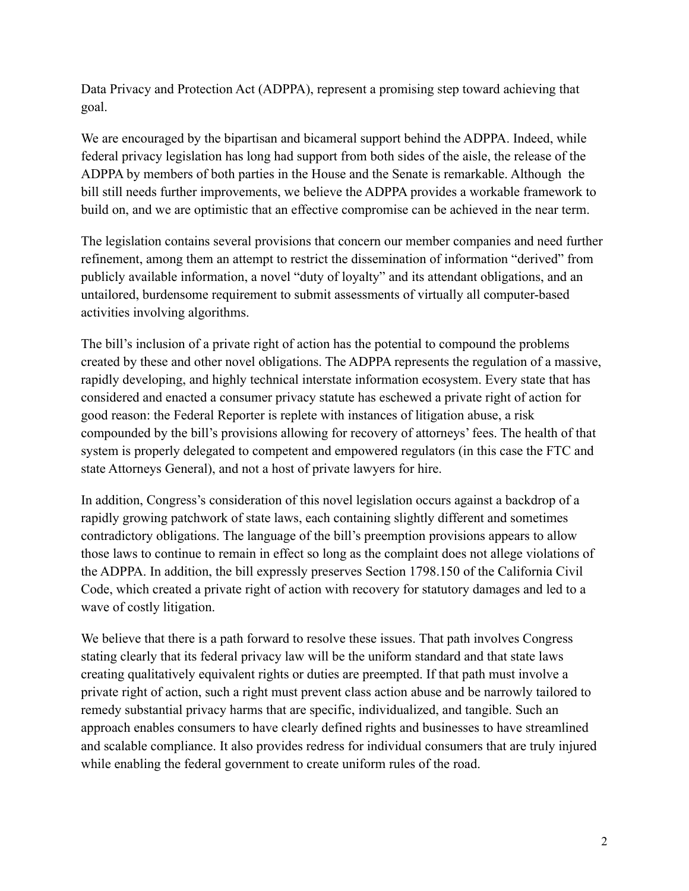Data Privacy and Protection Act (ADPPA), represent a promising step toward achieving that goal.

We are encouraged by the bipartisan and bicameral support behind the ADPPA. Indeed, while federal privacy legislation has long had support from both sides of the aisle, the release of the ADPPA by members of both parties in the House and the Senate is remarkable. Although the bill still needs further improvements, we believe the ADPPA provides a workable framework to build on, and we are optimistic that an effective compromise can be achieved in the near term.

The legislation contains several provisions that concern our member companies and need further refinement, among them an attempt to restrict the dissemination of information "derived" from publicly available information, a novel "duty of loyalty" and its attendant obligations, and an untailored, burdensome requirement to submit assessments of virtually all computer-based activities involving algorithms.

The bill's inclusion of a private right of action has the potential to compound the problems created by these and other novel obligations. The ADPPA represents the regulation of a massive, rapidly developing, and highly technical interstate information ecosystem. Every state that has considered and enacted a consumer privacy statute has eschewed a private right of action for good reason: the Federal Reporter is replete with instances of litigation abuse, a risk compounded by the bill's provisions allowing for recovery of attorneys' fees. The health of that system is properly delegated to competent and empowered regulators (in this case the FTC and state Attorneys General), and not a host of private lawyers for hire.

In addition, Congress's consideration of this novel legislation occurs against a backdrop of a rapidly growing patchwork of state laws, each containing slightly different and sometimes contradictory obligations. The language of the bill's preemption provisions appears to allow those laws to continue to remain in effect so long as the complaint does not allege violations of the ADPPA. In addition, the bill expressly preserves Section 1798.150 of the California Civil Code, which created a private right of action with recovery for statutory damages and led to a wave of costly litigation.

We believe that there is a path forward to resolve these issues. That path involves Congress stating clearly that its federal privacy law will be the uniform standard and that state laws creating qualitatively equivalent rights or duties are preempted. If that path must involve a private right of action, such a right must prevent class action abuse and be narrowly tailored to remedy substantial privacy harms that are specific, individualized, and tangible. Such an approach enables consumers to have clearly defined rights and businesses to have streamlined and scalable compliance. It also provides redress for individual consumers that are truly injured while enabling the federal government to create uniform rules of the road.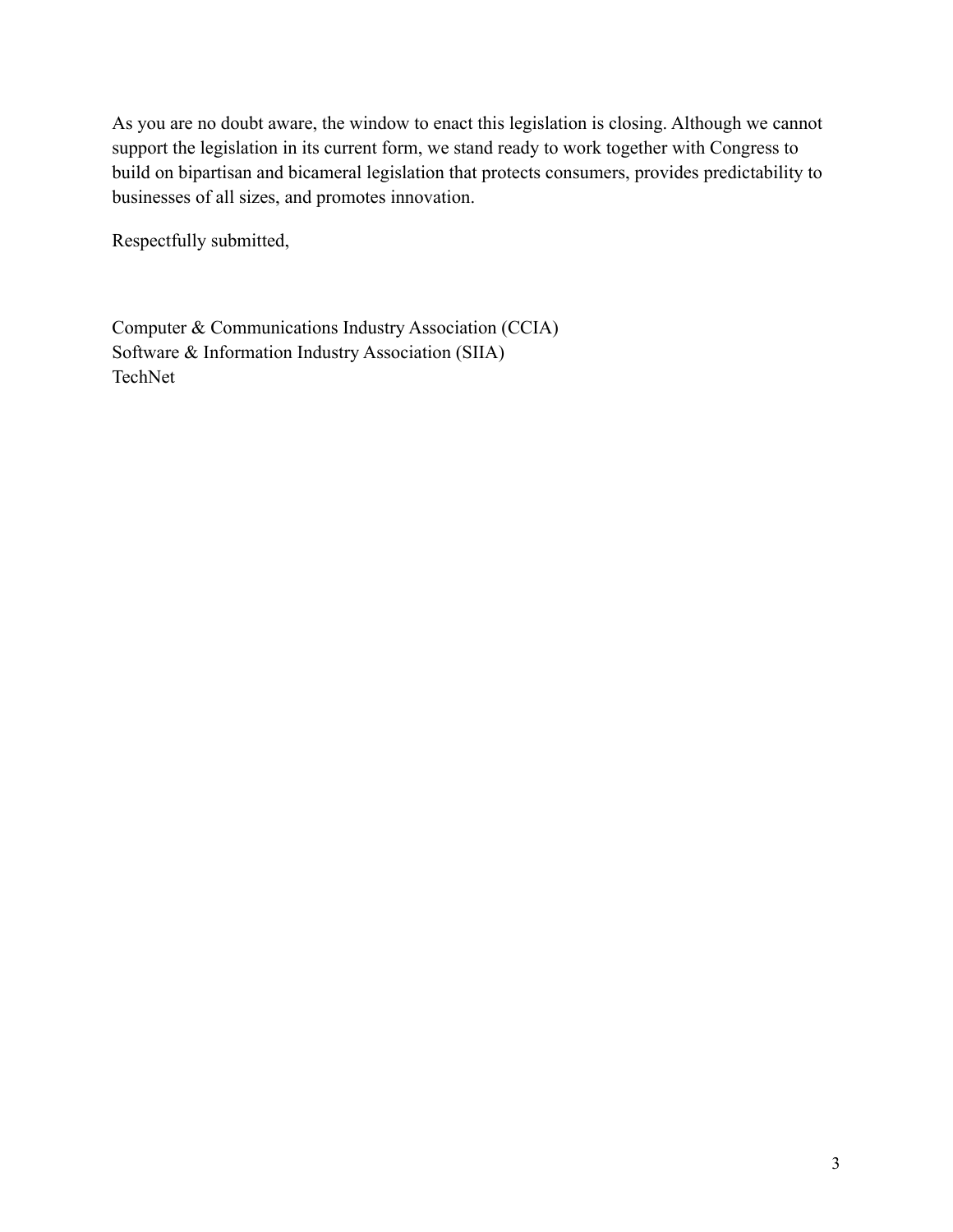As you are no doubt aware, the window to enact this legislation is closing. Although we cannot support the legislation in its current form, we stand ready to work together with Congress to build on bipartisan and bicameral legislation that protects consumers, provides predictability to businesses of all sizes, and promotes innovation.

Respectfully submitted,

Computer & Communications Industry Association (CCIA)
Software & Information Industry Association (SIIA)
TechNet